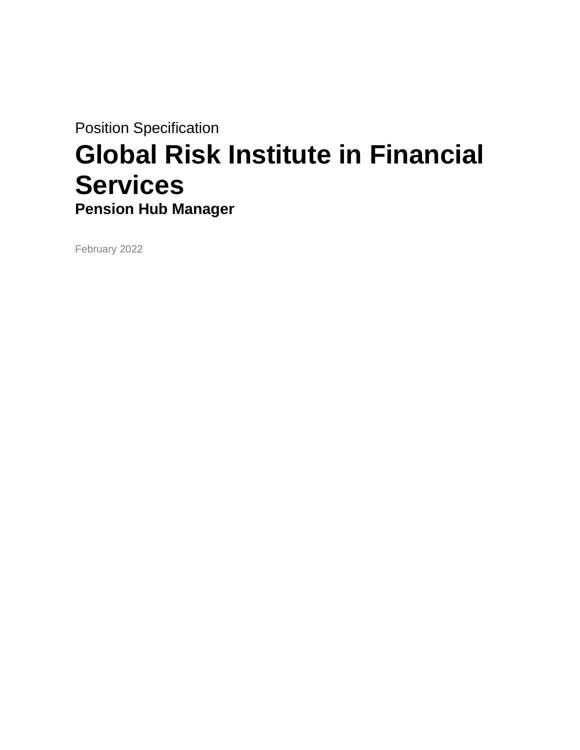Position Specification

# Global Risk Institute in Financial Services

**Pension Hub Manager**

February 2022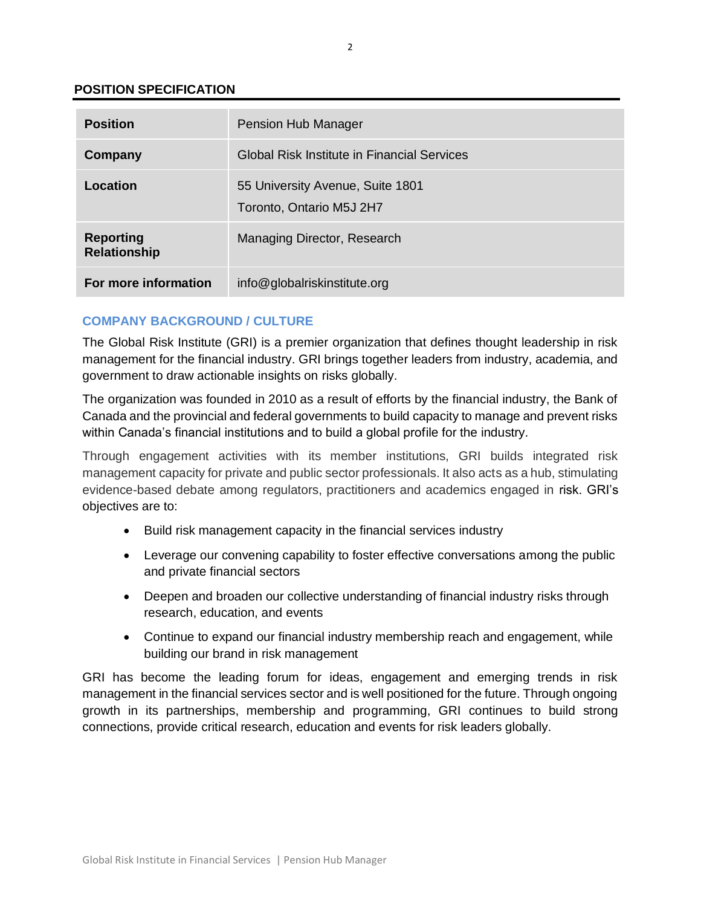## POSITION SPECIFICATION

| | |
|---|---|
| **Position** | Pension Hub Manager |
| **Company** | Global Risk Institute in Financial Services |
| **Location** | 55 University Avenue, Suite 1801<br>Toronto, Ontario M5J 2H7 |
| **Reporting Relationship** | Managing Director, Research |
| **For more information** | info@globalriskinstitute.org |

### COMPANY BACKGROUND / CULTURE

The Global Risk Institute (GRI) is a premier organization that defines thought leadership in risk management for the financial industry. GRI brings together leaders from industry, academia, and government to draw actionable insights on risks globally.

The organization was founded in 2010 as a result of efforts by the financial industry, the Bank of Canada and the provincial and federal governments to build capacity to manage and prevent risks within Canada's financial institutions and to build a global profile for the industry.

Through engagement activities with its member institutions, GRI builds integrated risk management capacity for private and public sector professionals. It also acts as a hub, stimulating evidence-based debate among regulators, practitioners and academics engaged in risk. GRI's objectives are to:

- Build risk management capacity in the financial services industry
- Leverage our convening capability to foster effective conversations among the public and private financial sectors
- Deepen and broaden our collective understanding of financial industry risks through research, education, and events
- Continue to expand our financial industry membership reach and engagement, while building our brand in risk management

GRI has become the leading forum for ideas, engagement and emerging trends in risk management in the financial services sector and is well positioned for the future. Through ongoing growth in its partnerships, membership and programming, GRI continues to build strong connections, provide critical research, education and events for risk leaders globally.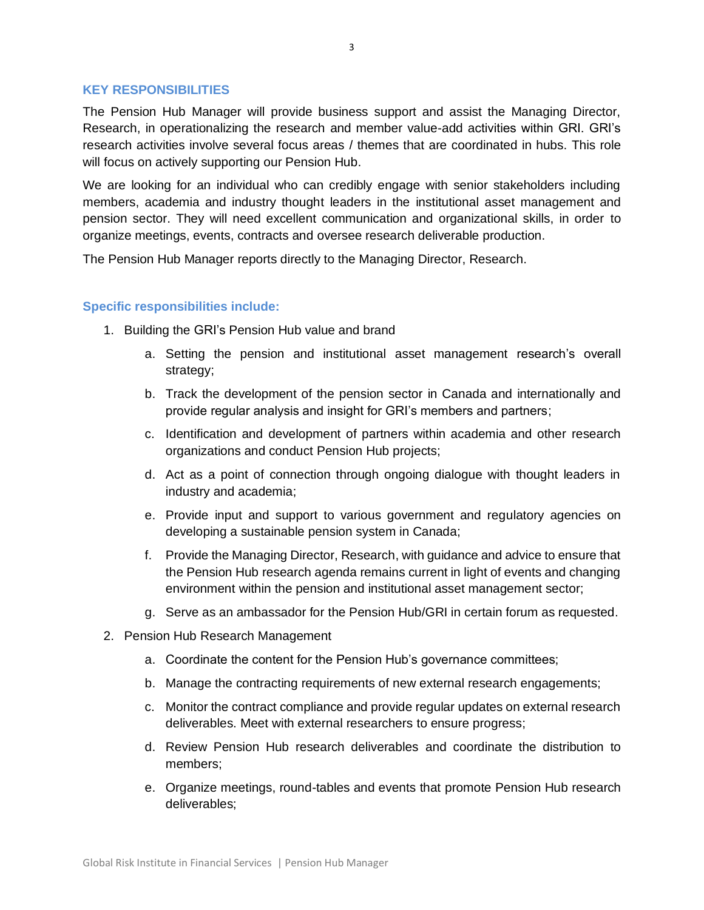## KEY RESPONSIBILITIES

The Pension Hub Manager will provide business support and assist the Managing Director, Research, in operationalizing the research and member value-add activities within GRI. GRI's research activities involve several focus areas / themes that are coordinated in hubs. This role will focus on actively supporting our Pension Hub.

We are looking for an individual who can credibly engage with senior stakeholders including members, academia and industry thought leaders in the institutional asset management and pension sector. They will need excellent communication and organizational skills, in order to organize meetings, events, contracts and oversee research deliverable production.

The Pension Hub Manager reports directly to the Managing Director, Research.

### Specific responsibilities include:

1. Building the GRI's Pension Hub value and brand
    a. Setting the pension and institutional asset management research's overall strategy;
    b. Track the development of the pension sector in Canada and internationally and provide regular analysis and insight for GRI's members and partners;
    c. Identification and development of partners within academia and other research organizations and conduct Pension Hub projects;
    d. Act as a point of connection through ongoing dialogue with thought leaders in industry and academia;
    e. Provide input and support to various government and regulatory agencies on developing a sustainable pension system in Canada;
    f. Provide the Managing Director, Research, with guidance and advice to ensure that the Pension Hub research agenda remains current in light of events and changing environment within the pension and institutional asset management sector;
    g. Serve as an ambassador for the Pension Hub/GRI in certain forum as requested.
2. Pension Hub Research Management
    a. Coordinate the content for the Pension Hub's governance committees;
    b. Manage the contracting requirements of new external research engagements;
    c. Monitor the contract compliance and provide regular updates on external research deliverables. Meet with external researchers to ensure progress;
    d. Review Pension Hub research deliverables and coordinate the distribution to members;
    e. Organize meetings, round-tables and events that promote Pension Hub research deliverables;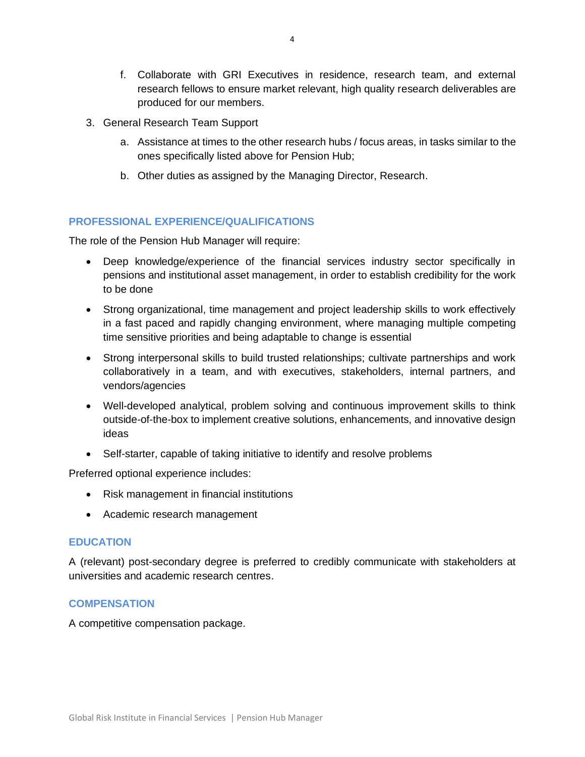f. Collaborate with GRI Executives in residence, research team, and external research fellows to ensure market relevant, high quality research deliverables are produced for our members.

3. General Research Team Support

    a. Assistance at times to the other research hubs / focus areas, in tasks similar to the ones specifically listed above for Pension Hub;

    b. Other duties as assigned by the Managing Director, Research.

## PROFESSIONAL EXPERIENCE/QUALIFICATIONS

The role of the Pension Hub Manager will require:

- Deep knowledge/experience of the financial services industry sector specifically in pensions and institutional asset management, in order to establish credibility for the work to be done
- Strong organizational, time management and project leadership skills to work effectively in a fast paced and rapidly changing environment, where managing multiple competing time sensitive priorities and being adaptable to change is essential
- Strong interpersonal skills to build trusted relationships; cultivate partnerships and work collaboratively in a team, and with executives, stakeholders, internal partners, and vendors/agencies
- Well-developed analytical, problem solving and continuous improvement skills to think outside-of-the-box to implement creative solutions, enhancements, and innovative design ideas
- Self-starter, capable of taking initiative to identify and resolve problems

Preferred optional experience includes:

- Risk management in financial institutions
- Academic research management

## EDUCATION

A (relevant) post-secondary degree is preferred to credibly communicate with stakeholders at universities and academic research centres.

## COMPENSATION

A competitive compensation package.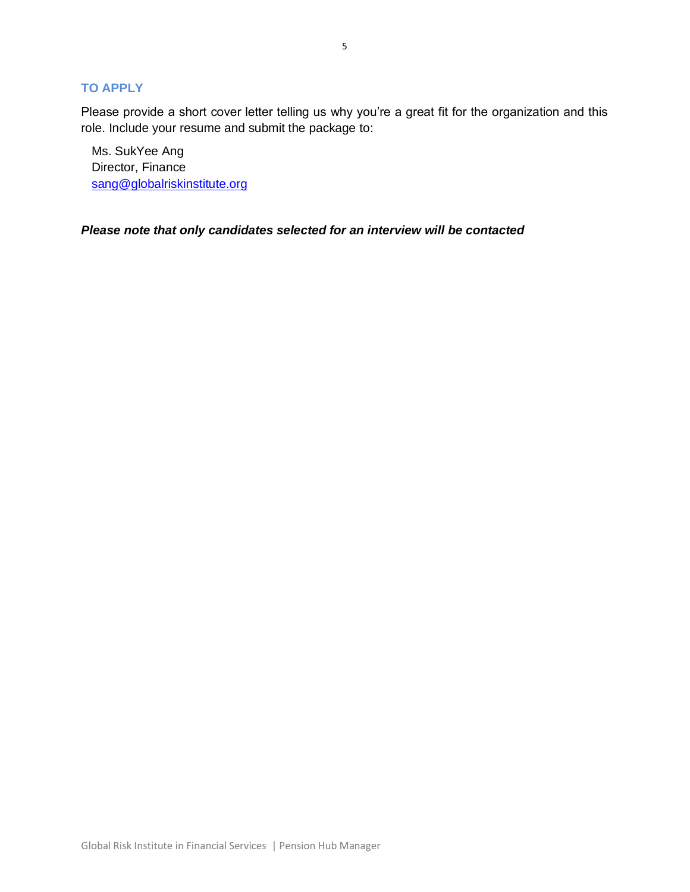## TO APPLY

Please provide a short cover letter telling us why you're a great fit for the organization and this role. Include your resume and submit the package to:

Ms. SukYee Ang
Director, Finance
sang@globalriskinstitute.org

***Please note that only candidates selected for an interview will be contacted***